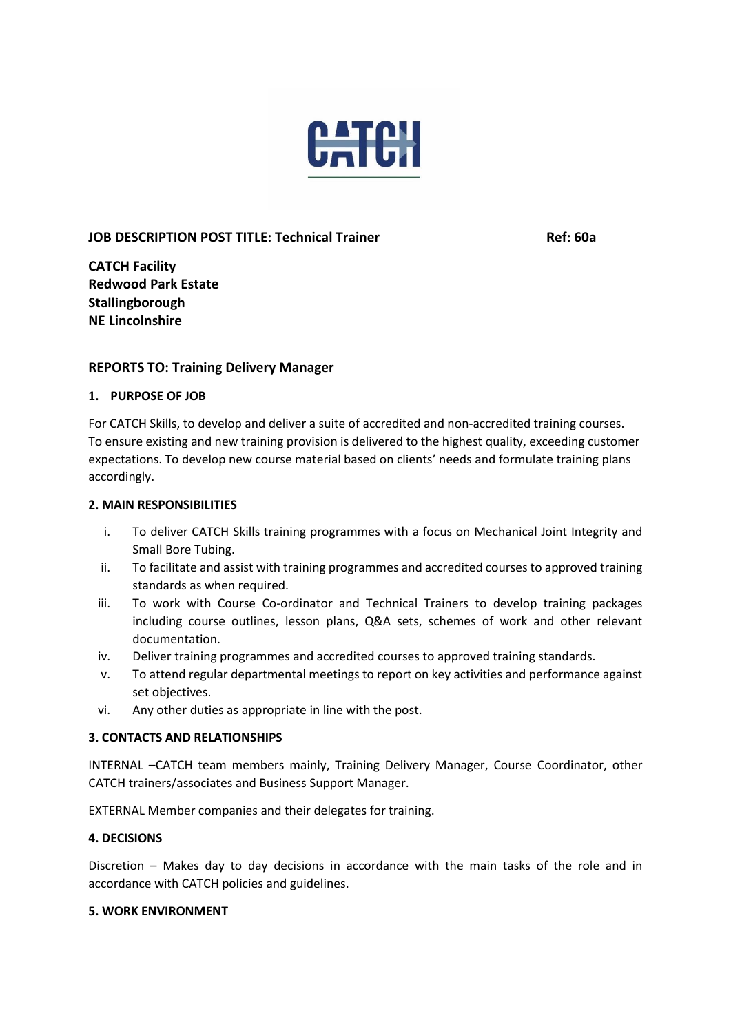**JOB DESCRIPTION POST TITLE: Technical Trainer** **Ref: 60a**

**CATCH Facility**
**Redwood Park Estate**
**Stallingborough**
**NE Lincolnshire**

**REPORTS TO: Training Delivery Manager**

## 1. PURPOSE OF JOB

For CATCH Skills, to develop and deliver a suite of accredited and non-accredited training courses. To ensure existing and new training provision is delivered to the highest quality, exceeding customer expectations. To develop new course material based on clients' needs and formulate training plans accordingly.

## 2. MAIN RESPONSIBILITIES

i. To deliver CATCH Skills training programmes with a focus on Mechanical Joint Integrity and Small Bore Tubing.
ii. To facilitate and assist with training programmes and accredited courses to approved training standards as when required.
iii. To work with Course Co-ordinator and Technical Trainers to develop training packages including course outlines, lesson plans, Q&A sets, schemes of work and other relevant documentation.
iv. Deliver training programmes and accredited courses to approved training standards.
v. To attend regular departmental meetings to report on key activities and performance against set objectives.
vi. Any other duties as appropriate in line with the post.

## 3. CONTACTS AND RELATIONSHIPS

INTERNAL –CATCH team members mainly, Training Delivery Manager, Course Coordinator, other CATCH trainers/associates and Business Support Manager.

EXTERNAL Member companies and their delegates for training.

## 4. DECISIONS

Discretion – Makes day to day decisions in accordance with the main tasks of the role and in accordance with CATCH policies and guidelines.

## 5. WORK ENVIRONMENT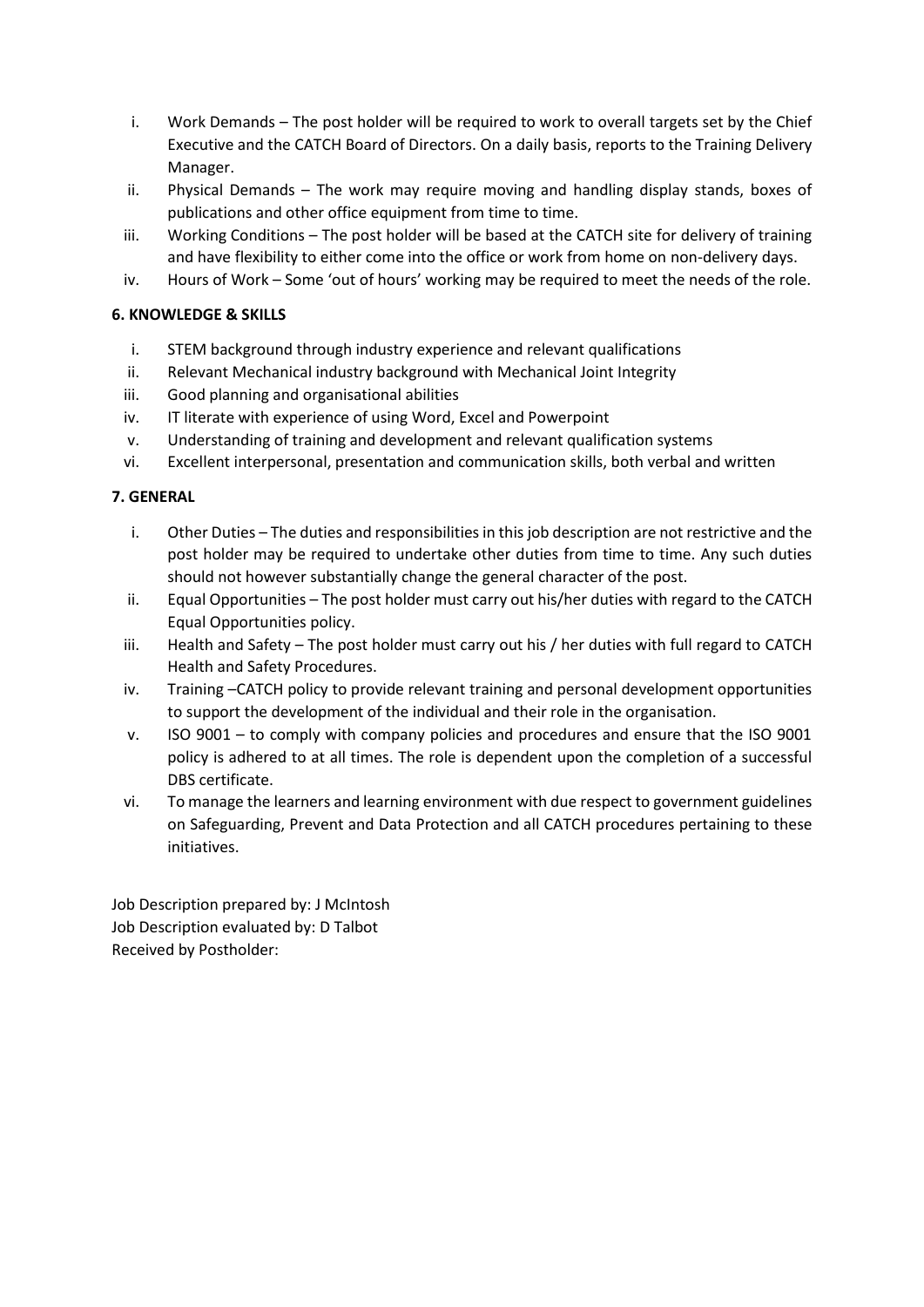i. Work Demands – The post holder will be required to work to overall targets set by the Chief Executive and the CATCH Board of Directors. On a daily basis, reports to the Training Delivery Manager.
ii. Physical Demands – The work may require moving and handling display stands, boxes of publications and other office equipment from time to time.
iii. Working Conditions – The post holder will be based at the CATCH site for delivery of training and have flexibility to either come into the office or work from home on non-delivery days.
iv. Hours of Work – Some 'out of hours' working may be required to meet the needs of the role.

**6. KNOWLEDGE & SKILLS**

i. STEM background through industry experience and relevant qualifications
ii. Relevant Mechanical industry background with Mechanical Joint Integrity
iii. Good planning and organisational abilities
iv. IT literate with experience of using Word, Excel and Powerpoint
v. Understanding of training and development and relevant qualification systems
vi. Excellent interpersonal, presentation and communication skills, both verbal and written

**7. GENERAL**

i. Other Duties – The duties and responsibilities in this job description are not restrictive and the post holder may be required to undertake other duties from time to time. Any such duties should not however substantially change the general character of the post.
ii. Equal Opportunities – The post holder must carry out his/her duties with regard to the CATCH Equal Opportunities policy.
iii. Health and Safety – The post holder must carry out his / her duties with full regard to CATCH Health and Safety Procedures.
iv. Training –CATCH policy to provide relevant training and personal development opportunities to support the development of the individual and their role in the organisation.
v. ISO 9001 – to comply with company policies and procedures and ensure that the ISO 9001 policy is adhered to at all times. The role is dependent upon the completion of a successful DBS certificate.
vi. To manage the learners and learning environment with due respect to government guidelines on Safeguarding, Prevent and Data Protection and all CATCH procedures pertaining to these initiatives.

Job Description prepared by: J McIntosh
Job Description evaluated by: D Talbot
Received by Postholder: